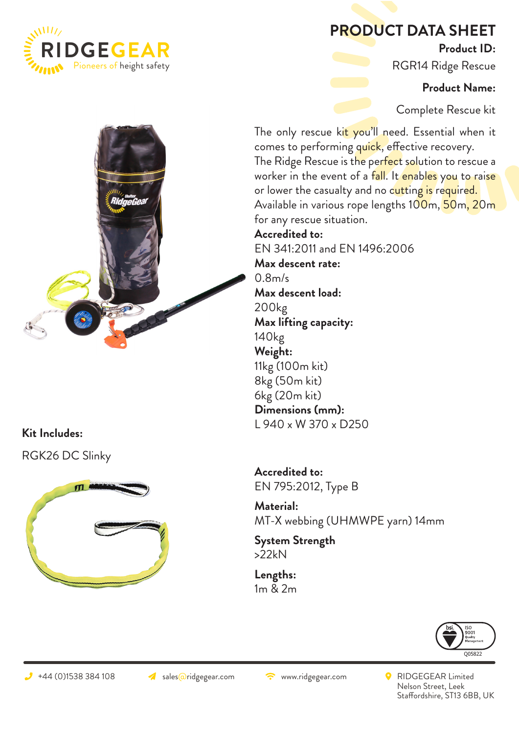# PRODUCT DATA SHEET

**Product ID:**

RGR14 Ridge Rescue

**Product Name:**

Complete Rescue kit

The only rescue kit you'll need. Essential when it comes to performing quick, effective recovery.
The Ridge Rescue is the perfect solution to rescue a worker in the event of a fall. It enables you to raise or lower the casualty and no cutting is required.
Available in various rope lengths 100m, 50m, 20m for any rescue situation.

**Accredited to:**
EN 341:2011 and EN 1496:2006

**Max descent rate:**
0.8m/s

**Max descent load:**
200kg

**Max lifting capacity:**
140kg

**Weight:**
11kg (100m kit)
8kg (50m kit)
6kg (20m kit)

**Dimensions (mm):**
L 940 x W 370 x D250

**Kit Includes:**

RGK26 DC Slinky

**Accredited to:**
EN 795:2012, Type B

**Material:**
MT-X webbing (UHMWPE yarn) 14mm

**System Strength**
>22kN

**Lengths:**
1m & 2m

+44 (0)1538 384 108 | sales@ridgegear.com | www.ridgegear.com | RIDGEGEAR Limited, Nelson Street, Leek, Staffordshire, ST13 6BB, UK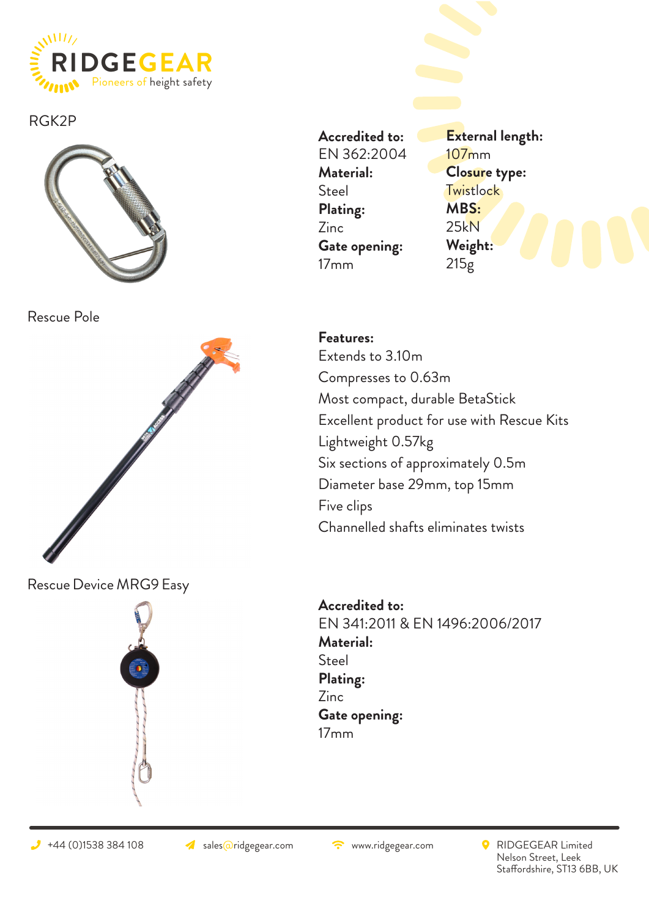RGK2P

**Accredited to:**
EN 362:2004
**Material:**
Steel
**Plating:**
Zinc
**Gate opening:**
17mm

**External length:**
107mm
**Closure type:**
Twistlock
**MBS:**
25kN
**Weight:**
215g

Rescue Pole

**Features:**
Extends to 3.10m
Compresses to 0.63m
Most compact, durable BetaStick
Excellent product for use with Rescue Kits
Lightweight 0.57kg
Six sections of approximately 0.5m
Diameter base 29mm, top 15mm
Five clips
Channelled shafts eliminates twists

Rescue Device MRG9 Easy

**Accredited to:**
EN 341:2011 & EN 1496:2006/2017
**Material:**
Steel
**Plating:**
Zinc
**Gate opening:**
17mm